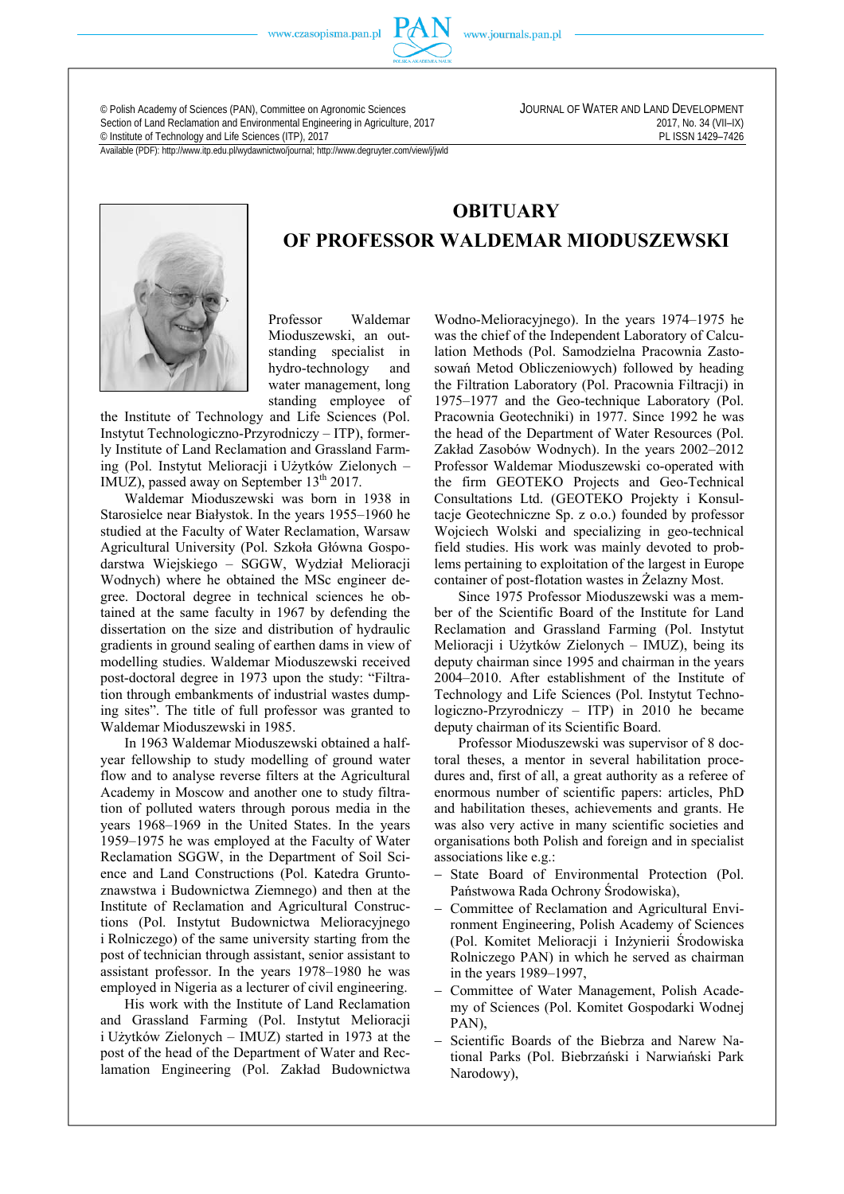© Polish Academy of Sciences (PAN), Committee on Agronomic Sciences
Section of Land Reclamation and Environmental Engineering in Agriculture, 2017
© Institute of Technology and Life Sciences (ITP), 2017

JOURNAL OF WATER AND LAND DEVELOPMENT
2017, No. 34 (VII–IX)
PL ISSN 1429–7426

Available (PDF): http://www.itp.edu.pl/wydawnictwo/journal; http://www.degruyter.com/view/j/jwld

# OBITUARY OF PROFESSOR WALDEMAR MIODUSZEWSKI

Professor Waldemar Mioduszewski, an outstanding specialist in hydro-technology and water management, long standing employee of the Institute of Technology and Life Sciences (Pol. Instytut Technologiczno-Przyrodniczy – ITP), formerly Institute of Land Reclamation and Grassland Farming (Pol. Instytut Melioracji i Użytków Zielonych – IMUZ), passed away on September 13[th] 2017.

Waldemar Mioduszewski was born in 1938 in Starosielce near Białystok. In the years 1955–1960 he studied at the Faculty of Water Reclamation, Warsaw Agricultural University (Pol. Szkoła Główna Gospodarstwa Wiejskiego – SGGW, Wydział Melioracji Wodnych) where he obtained the MSc engineer degree. Doctoral degree in technical sciences he obtained at the same faculty in 1967 by defending the dissertation on the size and distribution of hydraulic gradients in ground sealing of earthen dams in view of modelling studies. Waldemar Mioduszewski received post-doctoral degree in 1973 upon the study: "Filtration through embankments of industrial wastes dumping sites". The title of full professor was granted to Waldemar Mioduszewski in 1985.

In 1963 Waldemar Mioduszewski obtained a half-year fellowship to study modelling of ground water flow and to analyse reverse filters at the Agricultural Academy in Moscow and another one to study filtration of polluted waters through porous media in the years 1968–1969 in the United States. In the years 1959–1975 he was employed at the Faculty of Water Reclamation SGGW, in the Department of Soil Science and Land Constructions (Pol. Katedra Gruntoznawstwa i Budownictwa Ziemnego) and then at the Institute of Reclamation and Agricultural Constructions (Pol. Instytut Budownictwa Melioracyjnego i Rolniczego) of the same university starting from the post of technician through assistant, senior assistant to assistant professor. In the years 1978–1980 he was employed in Nigeria as a lecturer of civil engineering.

His work with the Institute of Land Reclamation and Grassland Farming (Pol. Instytut Melioracji i Użytków Zielonych – IMUZ) started in 1973 at the post of the head of the Department of Water and Reclamation Engineering (Pol. Zakład Budownictwa Wodno-Melioracyjnego). In the years 1974–1975 he was the chief of the Independent Laboratory of Calculation Methods (Pol. Samodzielna Pracownia Zastosowań Metod Obliczeniowych) followed by heading the Filtration Laboratory (Pol. Pracownia Filtracji) in 1975–1977 and the Geo-technique Laboratory (Pol. Pracownia Geotechniki) in 1977. Since 1992 he was the head of the Department of Water Resources (Pol. Zakład Zasobów Wodnych). In the years 2002–2012 Professor Waldemar Mioduszewski co-operated with the firm GEOTEKO Projects and Geo-Technical Consultations Ltd. (GEOTEKO Projekty i Konsultacje Geotechniczne Sp. z o.o.) founded by professor Wojciech Wolski and specializing in geo-technical field studies. His work was mainly devoted to problems pertaining to exploitation of the largest in Europe container of post-flotation wastes in Żelazny Most.

Since 1975 Professor Mioduszewski was a member of the Scientific Board of the Institute for Land Reclamation and Grassland Farming (Pol. Instytut Melioracji i Użytków Zielonych – IMUZ), being its deputy chairman since 1995 and chairman in the years 2004–2010. After establishment of the Institute of Technology and Life Sciences (Pol. Instytut Technologiczno-Przyrodniczy – ITP) in 2010 he became deputy chairman of its Scientific Board.

Professor Mioduszewski was supervisor of 8 doctoral theses, a mentor in several habilitation procedures and, first of all, a great authority as a referee of enormous number of scientific papers: articles, PhD and habilitation theses, achievements and grants. He was also very active in many scientific societies and organisations both Polish and foreign and in specialist associations like e.g.:

- State Board of Environmental Protection (Pol. Państwowa Rada Ochrony Środowiska),
- Committee of Reclamation and Agricultural Environment Engineering, Polish Academy of Sciences (Pol. Komitet Melioracji i Inżynierii Środowiska Rolniczego PAN) in which he served as chairman in the years 1989–1997,
- Committee of Water Management, Polish Academy of Sciences (Pol. Komitet Gospodarki Wodnej PAN),
- Scientific Boards of the Biebrza and Narew National Parks (Pol. Biebrzański i Narwiański Park Narodowy),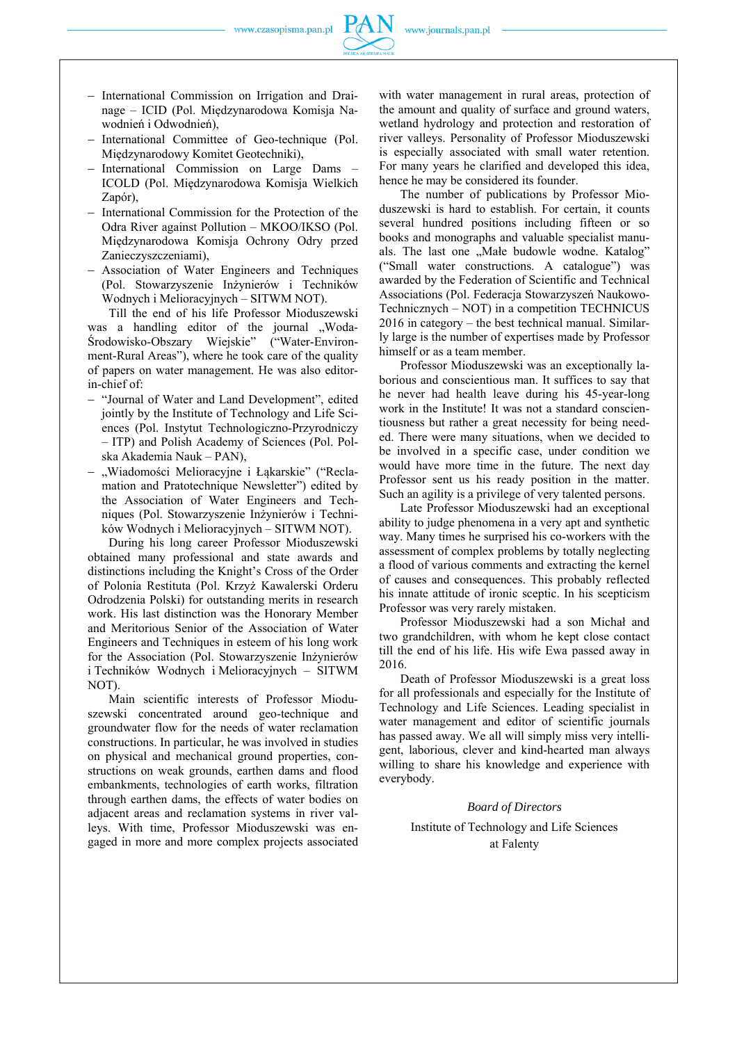- International Commission on Irrigation and Drainage – ICID (Pol. Międzynarodowa Komisja Nawodnień i Odwodnień),
- International Committee of Geo-technique (Pol. Międzynarodowy Komitet Geotechniki),
- International Commission on Large Dams – ICOLD (Pol. Międzynarodowa Komisja Wielkich Zapór),
- International Commission for the Protection of the Odra River against Pollution – MKOO/IKSO (Pol. Międzynarodowa Komisja Ochrony Odry przed Zanieczyszczeniami),
- Association of Water Engineers and Techniques (Pol. Stowarzyszenie Inżynierów i Techników Wodnych i Melioracyjnych – SITWM NOT).

Till the end of his life Professor Mioduszewski was a handling editor of the journal „Woda-Środowisko-Obszary Wiejskie" ("Water-Environment-Rural Areas"), where he took care of the quality of papers on water management. He was also editor-in-chief of:

- "Journal of Water and Land Development", edited jointly by the Institute of Technology and Life Sciences (Pol. Instytut Technologiczno-Przyrodniczy – ITP) and Polish Academy of Sciences (Pol. Polska Akademia Nauk – PAN),
- „Wiadomości Melioracyjne i Łąkarskie" ("Reclamation and Pratotechnique Newsletter") edited by the Association of Water Engineers and Techniques (Pol. Stowarzyszenie Inżynierów i Techników Wodnych i Melioracyjnych – SITWM NOT).

During his long career Professor Mioduszewski obtained many professional and state awards and distinctions including the Knight's Cross of the Order of Polonia Restituta (Pol. Krzyż Kawalerski Orderu Odrodzenia Polski) for outstanding merits in research work. His last distinction was the Honorary Member and Meritorious Senior of the Association of Water Engineers and Techniques in esteem of his long work for the Association (Pol. Stowarzyszenie Inżynierów i Techników Wodnych i Melioracyjnych – SITWM NOT).

Main scientific interests of Professor Mioduszewski concentrated around geo-technique and groundwater flow for the needs of water reclamation constructions. In particular, he was involved in studies on physical and mechanical ground properties, constructions on weak grounds, earthen dams and flood embankments, technologies of earth works, filtration through earthen dams, the effects of water bodies on adjacent areas and reclamation systems in river valleys. With time, Professor Mioduszewski was engaged in more and more complex projects associated with water management in rural areas, protection of the amount and quality of surface and ground waters, wetland hydrology and protection and restoration of river valleys. Personality of Professor Mioduszewski is especially associated with small water retention. For many years he clarified and developed this idea, hence he may be considered its founder.

The number of publications by Professor Mioduszewski is hard to establish. For certain, it counts several hundred positions including fifteen or so books and monographs and valuable specialist manuals. The last one „Małe budowle wodne. Katalog" ("Small water constructions. A catalogue") was awarded by the Federation of Scientific and Technical Associations (Pol. Federacja Stowarzyszeń Naukowo-Technicznych – NOT) in a competition TECHNICUS 2016 in category – the best technical manual. Similarly large is the number of expertises made by Professor himself or as a team member.

Professor Mioduszewski was an exceptionally laborious and conscientious man. It suffices to say that he never had health leave during his 45-year-long work in the Institute! It was not a standard conscientiousness but rather a great necessity for being needed. There were many situations, when we decided to be involved in a specific case, under condition we would have more time in the future. The next day Professor sent us his ready position in the matter. Such an agility is a privilege of very talented persons.

Late Professor Mioduszewski had an exceptional ability to judge phenomena in a very apt and synthetic way. Many times he surprised his co-workers with the assessment of complex problems by totally neglecting a flood of various comments and extracting the kernel of causes and consequences. This probably reflected his innate attitude of ironic sceptic. In his scepticism Professor was very rarely mistaken.

Professor Mioduszewski had a son Michał and two grandchildren, with whom he kept close contact till the end of his life. His wife Ewa passed away in 2016.

Death of Professor Mioduszewski is a great loss for all professionals and especially for the Institute of Technology and Life Sciences. Leading specialist in water management and editor of scientific journals has passed away. We all will simply miss very intelligent, laborious, clever and kind-hearted man always willing to share his knowledge and experience with everybody.

*Board of Directors*

Institute of Technology and Life Sciences
at Falenty